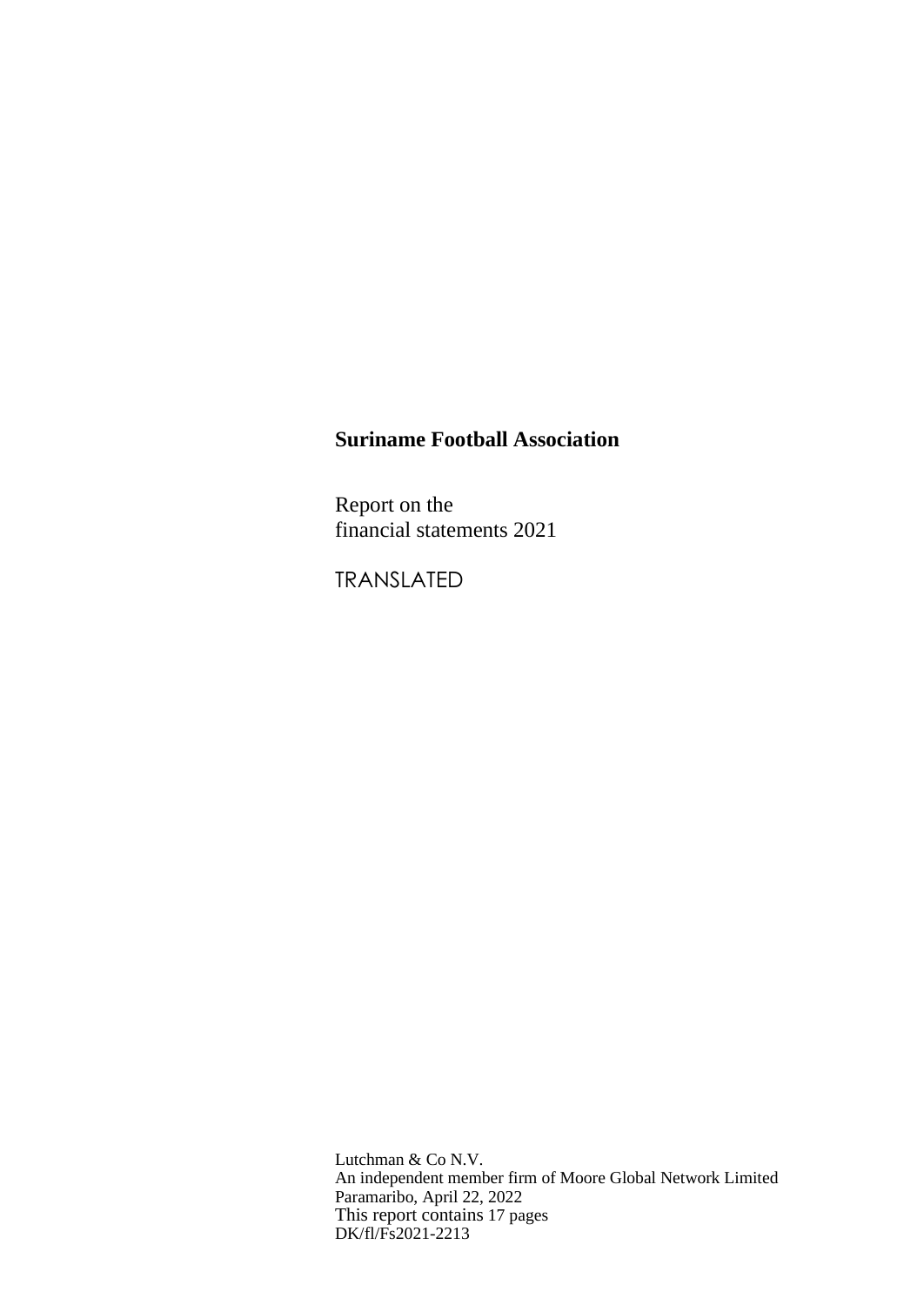# Suriname Football Association

Report on the
financial statements 2021

TRANSLATED

Lutchman & Co N.V.
An independent member firm of Moore Global Network Limited
Paramaribo, April 22, 2022
This report contains 17 pages
DK/fl/Fs2021-2213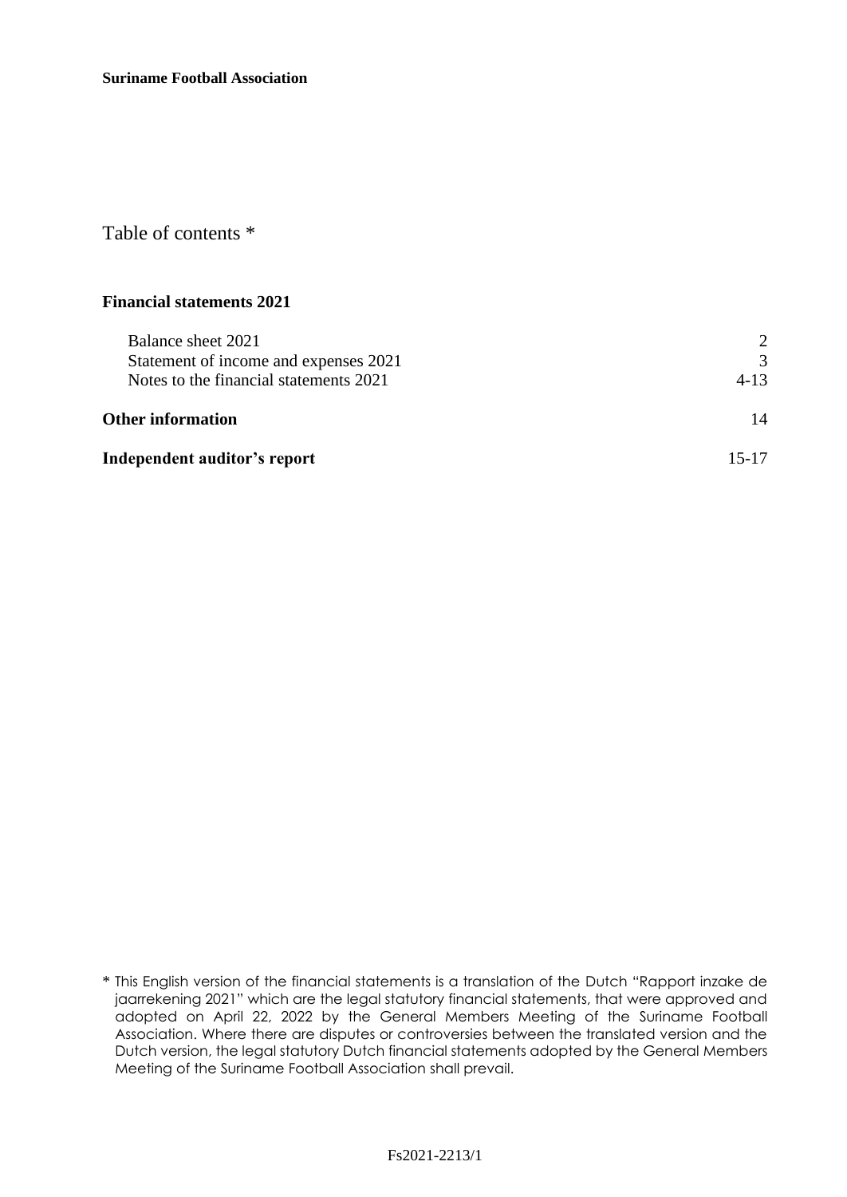# Table of contents *

## Financial statements 2021

| | |
|---|---|
| Balance sheet 2021 | 2 |
| Statement of income and expenses 2021 | 3 |
| Notes to the financial statements 2021 | 4-13 |
| **Other information** | 14 |
| **Independent auditor's report** | 15-17 |

* This English version of the financial statements is a translation of the Dutch "Rapport inzake de jaarrekening 2021" which are the legal statutory financial statements, that were approved and adopted on April 22, 2022 by the General Members Meeting of the Suriname Football Association. Where there are disputes or controversies between the translated version and the Dutch version, the legal statutory Dutch financial statements adopted by the General Members Meeting of the Suriname Football Association shall prevail.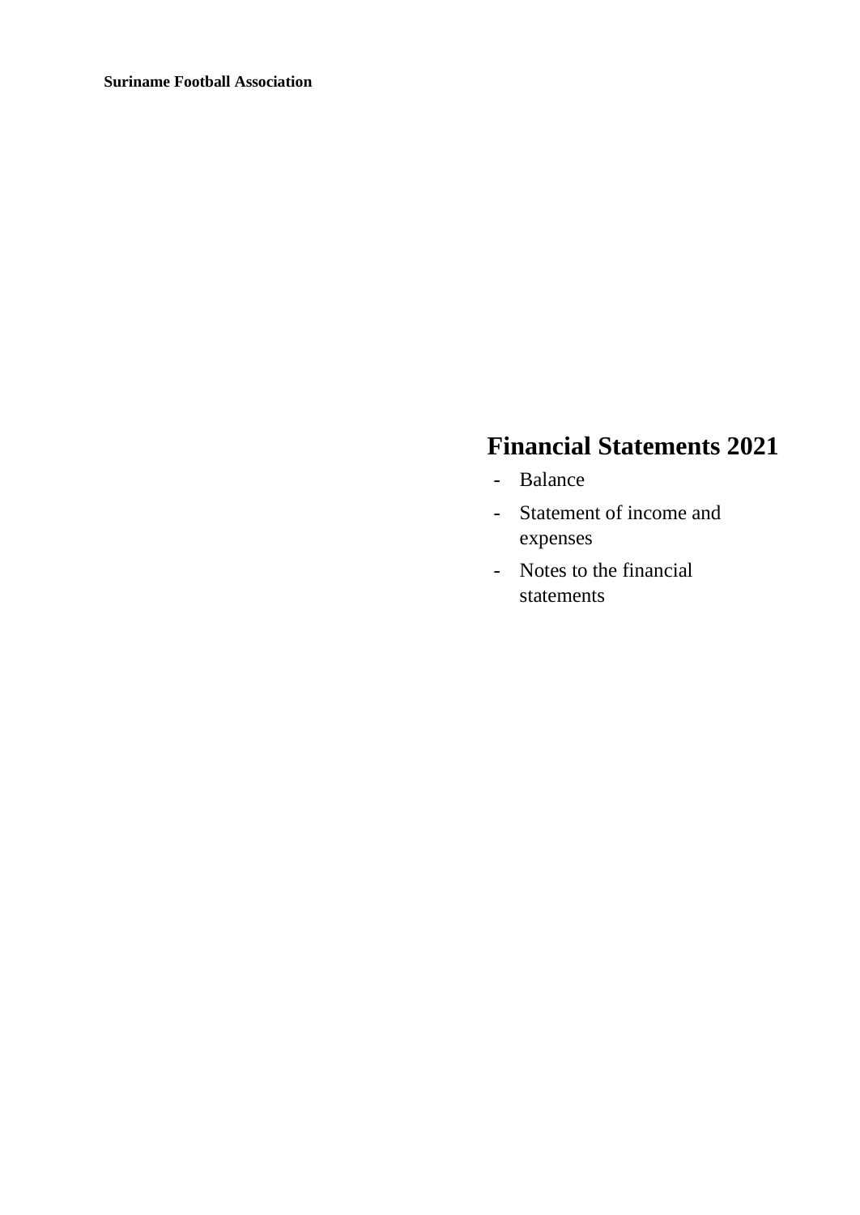**Suriname Football Association**

# Financial Statements 2021

- Balance
- Statement of income and expenses
- Notes to the financial statements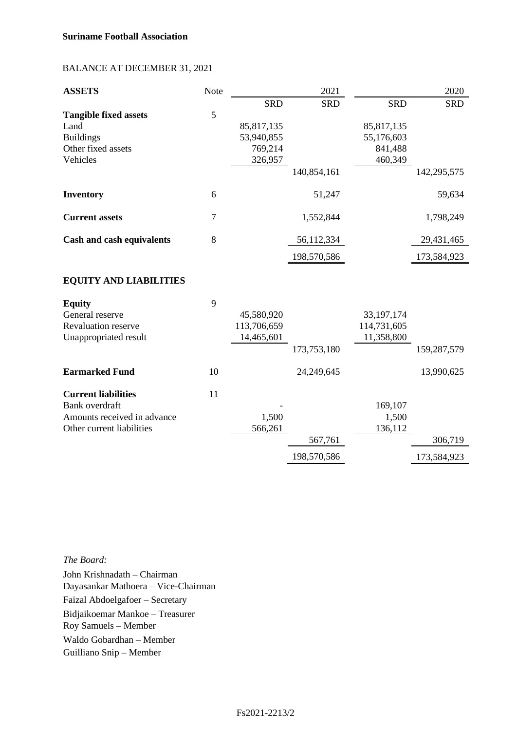**Suriname Football Association**

BALANCE AT DECEMBER 31, 2021

| **ASSETS** | Note | 2021 | | 2020 | |
|---|---|---|---|---|---|
| | | SRD | SRD | SRD | SRD |
| **Tangible fixed assets** | 5 | | | | |
| Land | | 85,817,135 | | 85,817,135 | |
| Buildings | | 53,940,855 | | 55,176,603 | |
| Other fixed assets | | 769,214 | | 841,488 | |
| Vehicles | | 326,957 | | 460,349 | |
| | | | 140,854,161 | | 142,295,575 |
| **Inventory** | 6 | | 51,247 | | 59,634 |
| **Current assets** | 7 | | 1,552,844 | | 1,798,249 |
| **Cash and cash equivalents** | 8 | | 56,112,334 | | 29,431,465 |
| | | | 198,570,586 | | 173,584,923 |
| **EQUITY AND LIABILITIES** | | | | | |
| **Equity** | 9 | | | | |
| General reserve | | 45,580,920 | | 33,197,174 | |
| Revaluation reserve | | 113,706,659 | | 114,731,605 | |
| Unappropriated result | | 14,465,601 | | 11,358,800 | |
| | | | 173,753,180 | | 159,287,579 |
| **Earmarked Fund** | 10 | | 24,249,645 | | 13,990,625 |
| **Current liabilities** | 11 | | | | |
| Bank overdraft | | - | | 169,107 | |
| Amounts received in advance | | 1,500 | | 1,500 | |
| Other current liabilities | | 566,261 | | 136,112 | |
| | | | 567,761 | | 306,719 |
| | | | 198,570,586 | | 173,584,923 |

*The Board:*

John Krishnadath – Chairman
Dayasankar Mathoera – Vice-Chairman
Faizal Abdoelgafoer – Secretary
Bidjaikoemar Mankoe – Treasurer
Roy Samuels – Member
Waldo Gobardhan – Member
Guilliano Snip – Member

Fs2021-2213/2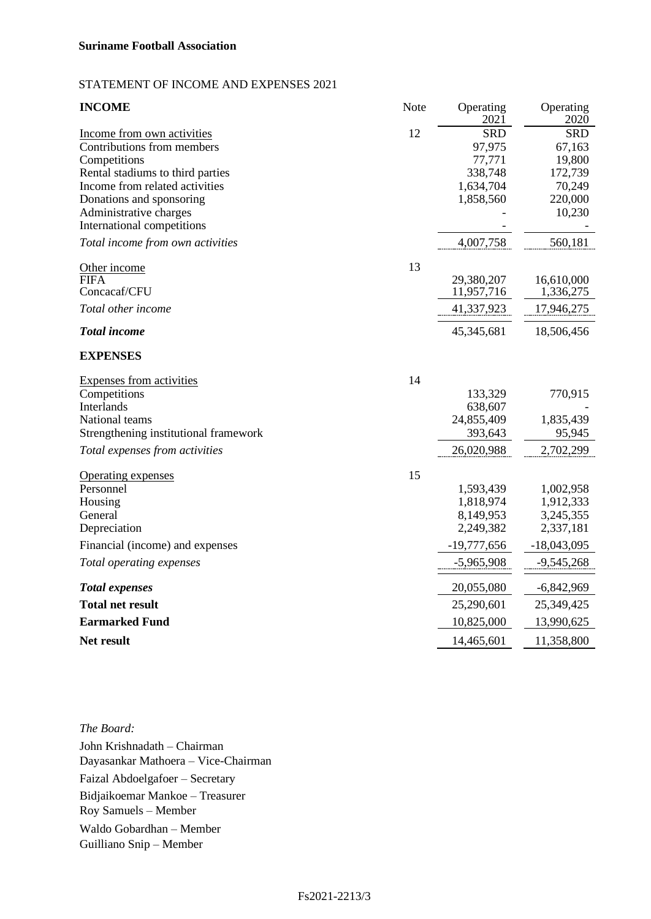**Suriname Football Association**

STATEMENT OF INCOME AND EXPENSES 2021

| **INCOME** | Note | Operating 2021 | Operating 2020 |
|---|---|---|---|
| Income from own activities | 12 | SRD | SRD |
| Contributions from members | | 97,975 | 67,163 |
| Competitions | | 77,771 | 19,800 |
| Rental stadiums to third parties | | 338,748 | 172,739 |
| Income from related activities | | 1,634,704 | 70,249 |
| Donations and sponsoring | | 1,858,560 | 220,000 |
| Administrative charges | | - | 10,230 |
| International competitions | | - | - |
| *Total income from own activities* | | 4,007,758 | 560,181 |
| Other income | 13 | | |
| FIFA | | 29,380,207 | 16,610,000 |
| Concacaf/CFU | | 11,957,716 | 1,336,275 |
| *Total other income* | | 41,337,923 | 17,946,275 |
| ***Total income*** | | 45,345,681 | 18,506,456 |
| **EXPENSES** | | | |
| Expenses from activities | 14 | | |
| Competitions | | 133,329 | 770,915 |
| Interlands | | 638,607 | - |
| National teams | | 24,855,409 | 1,835,439 |
| Strengthening institutional framework | | 393,643 | 95,945 |
| *Total expenses from activities* | | 26,020,988 | 2,702,299 |
| Operating expenses | 15 | | |
| Personnel | | 1,593,439 | 1,002,958 |
| Housing | | 1,818,974 | 1,912,333 |
| General | | 8,149,953 | 3,245,355 |
| Depreciation | | 2,249,382 | 2,337,181 |
| Financial (income) and expenses | | -19,777,656 | -18,043,095 |
| *Total operating expenses* | | -5,965,908 | -9,545,268 |
| ***Total expenses*** | | 20,055,080 | -6,842,969 |
| **Total net result** | | 25,290,601 | 25,349,425 |
| **Earmarked Fund** | | 10,825,000 | 13,990,625 |
| **Net result** | | 14,465,601 | 11,358,800 |

*The Board:*

John Krishnadath – Chairman
Dayasankar Mathoera – Vice-Chairman
Faizal Abdoelgafoer – Secretary
Bidjaikoemar Mankoe – Treasurer
Roy Samuels – Member
Waldo Gobardhan – Member
Guilliano Snip – Member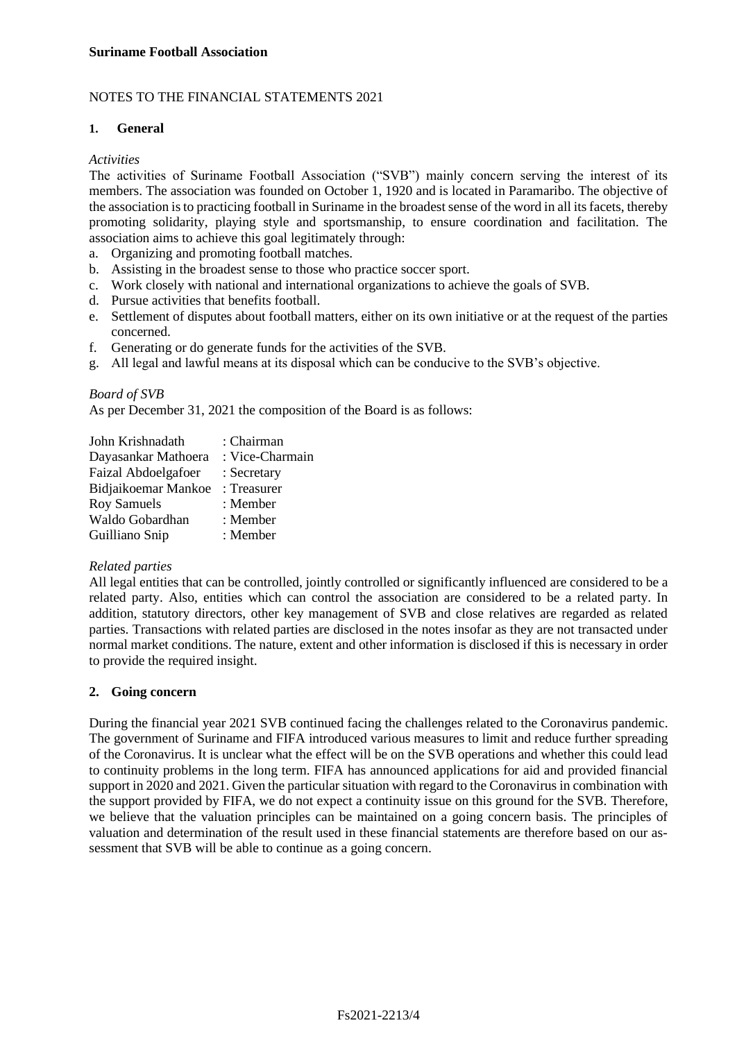**Suriname Football Association**

NOTES TO THE FINANCIAL STATEMENTS 2021

## 1. General

*Activities*

The activities of Suriname Football Association ("SVB") mainly concern serving the interest of its members. The association was founded on October 1, 1920 and is located in Paramaribo. The objective of the association is to practicing football in Suriname in the broadest sense of the word in all its facets, thereby promoting solidarity, playing style and sportsmanship, to ensure coordination and facilitation. The association aims to achieve this goal legitimately through:

a. Organizing and promoting football matches.
b. Assisting in the broadest sense to those who practice soccer sport.
c. Work closely with national and international organizations to achieve the goals of SVB.
d. Pursue activities that benefits football.
e. Settlement of disputes about football matters, either on its own initiative or at the request of the parties concerned.
f. Generating or do generate funds for the activities of the SVB.
g. All legal and lawful means at its disposal which can be conducive to the SVB's objective.

*Board of SVB*

As per December 31, 2021 the composition of the Board is as follows:

| | |
|---|---|
| John Krishnadath | : Chairman |
| Dayasankar Mathoera | : Vice-Charmain |
| Faizal Abdoelgafoer | : Secretary |
| Bidjaikoemar Mankoe | : Treasurer |
| Roy Samuels | : Member |
| Waldo Gobardhan | : Member |
| Guilliano Snip | : Member |

*Related parties*

All legal entities that can be controlled, jointly controlled or significantly influenced are considered to be a related party. Also, entities which can control the association are considered to be a related party. In addition, statutory directors, other key management of SVB and close relatives are regarded as related parties. Transactions with related parties are disclosed in the notes insofar as they are not transacted under normal market conditions. The nature, extent and other information is disclosed if this is necessary in order to provide the required insight.

## 2. Going concern

During the financial year 2021 SVB continued facing the challenges related to the Coronavirus pandemic. The government of Suriname and FIFA introduced various measures to limit and reduce further spreading of the Coronavirus. It is unclear what the effect will be on the SVB operations and whether this could lead to continuity problems in the long term. FIFA has announced applications for aid and provided financial support in 2020 and 2021. Given the particular situation with regard to the Coronavirus in combination with the support provided by FIFA, we do not expect a continuity issue on this ground for the SVB. Therefore, we believe that the valuation principles can be maintained on a going concern basis. The principles of valuation and determination of the result used in these financial statements are therefore based on our assessment that SVB will be able to continue as a going concern.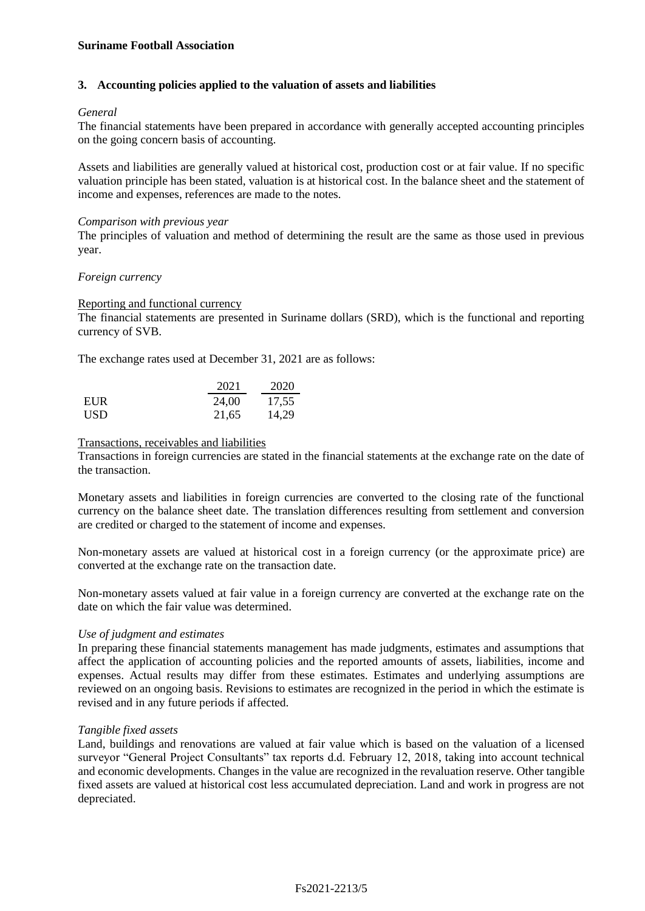## 3. Accounting policies applied to the valuation of assets and liabilities

*General*

The financial statements have been prepared in accordance with generally accepted accounting principles on the going concern basis of accounting.

Assets and liabilities are generally valued at historical cost, production cost or at fair value. If no specific valuation principle has been stated, valuation is at historical cost. In the balance sheet and the statement of income and expenses, references are made to the notes.

*Comparison with previous year*

The principles of valuation and method of determining the result are the same as those used in previous year.

*Foreign currency*

Reporting and functional currency

The financial statements are presented in Suriname dollars (SRD), which is the functional and reporting currency of SVB.

The exchange rates used at December 31, 2021 are as follows:

| | 2021 | 2020 |
|---|---|---|
| EUR | 24,00 | 17,55 |
| USD | 21,65 | 14,29 |

Transactions, receivables and liabilities

Transactions in foreign currencies are stated in the financial statements at the exchange rate on the date of the transaction.

Monetary assets and liabilities in foreign currencies are converted to the closing rate of the functional currency on the balance sheet date. The translation differences resulting from settlement and conversion are credited or charged to the statement of income and expenses.

Non-monetary assets are valued at historical cost in a foreign currency (or the approximate price) are converted at the exchange rate on the transaction date.

Non-monetary assets valued at fair value in a foreign currency are converted at the exchange rate on the date on which the fair value was determined.

*Use of judgment and estimates*

In preparing these financial statements management has made judgments, estimates and assumptions that affect the application of accounting policies and the reported amounts of assets, liabilities, income and expenses. Actual results may differ from these estimates. Estimates and underlying assumptions are reviewed on an ongoing basis. Revisions to estimates are recognized in the period in which the estimate is revised and in any future periods if affected.

*Tangible fixed assets*

Land, buildings and renovations are valued at fair value which is based on the valuation of a licensed surveyor "General Project Consultants" tax reports d.d. February 12, 2018, taking into account technical and economic developments. Changes in the value are recognized in the revaluation reserve. Other tangible fixed assets are valued at historical cost less accumulated depreciation. Land and work in progress are not depreciated.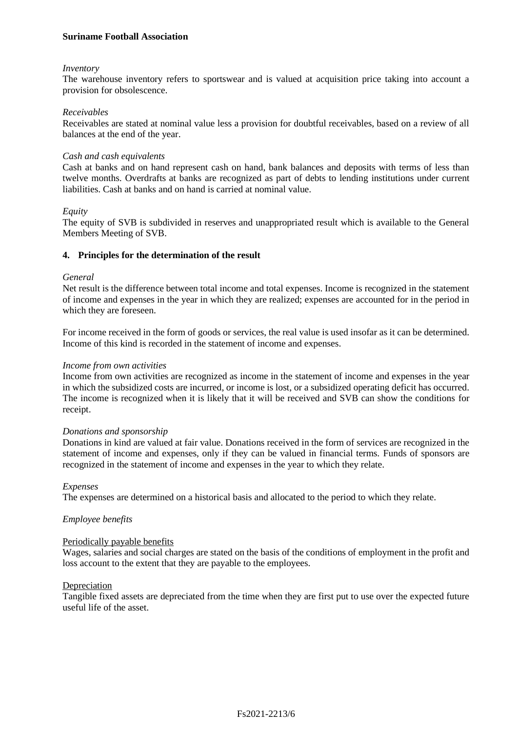*Inventory*
The warehouse inventory refers to sportswear and is valued at acquisition price taking into account a provision for obsolescence.

*Receivables*
Receivables are stated at nominal value less a provision for doubtful receivables, based on a review of all balances at the end of the year.

*Cash and cash equivalents*
Cash at banks and on hand represent cash on hand, bank balances and deposits with terms of less than twelve months. Overdrafts at banks are recognized as part of debts to lending institutions under current liabilities. Cash at banks and on hand is carried at nominal value.

*Equity*
The equity of SVB is subdivided in reserves and unappropriated result which is available to the General Members Meeting of SVB.

## 4. Principles for the determination of the result

*General*
Net result is the difference between total income and total expenses. Income is recognized in the statement of income and expenses in the year in which they are realized; expenses are accounted for in the period in which they are foreseen.

For income received in the form of goods or services, the real value is used insofar as it can be determined. Income of this kind is recorded in the statement of income and expenses.

*Income from own activities*
Income from own activities are recognized as income in the statement of income and expenses in the year in which the subsidized costs are incurred, or income is lost, or a subsidized operating deficit has occurred. The income is recognized when it is likely that it will be received and SVB can show the conditions for receipt.

*Donations and sponsorship*
Donations in kind are valued at fair value. Donations received in the form of services are recognized in the statement of income and expenses, only if they can be valued in financial terms. Funds of sponsors are recognized in the statement of income and expenses in the year to which they relate.

*Expenses*
The expenses are determined on a historical basis and allocated to the period to which they relate.

*Employee benefits*

Periodically payable benefits
Wages, salaries and social charges are stated on the basis of the conditions of employment in the profit and loss account to the extent that they are payable to the employees.

Depreciation
Tangible fixed assets are depreciated from the time when they are first put to use over the expected future useful life of the asset.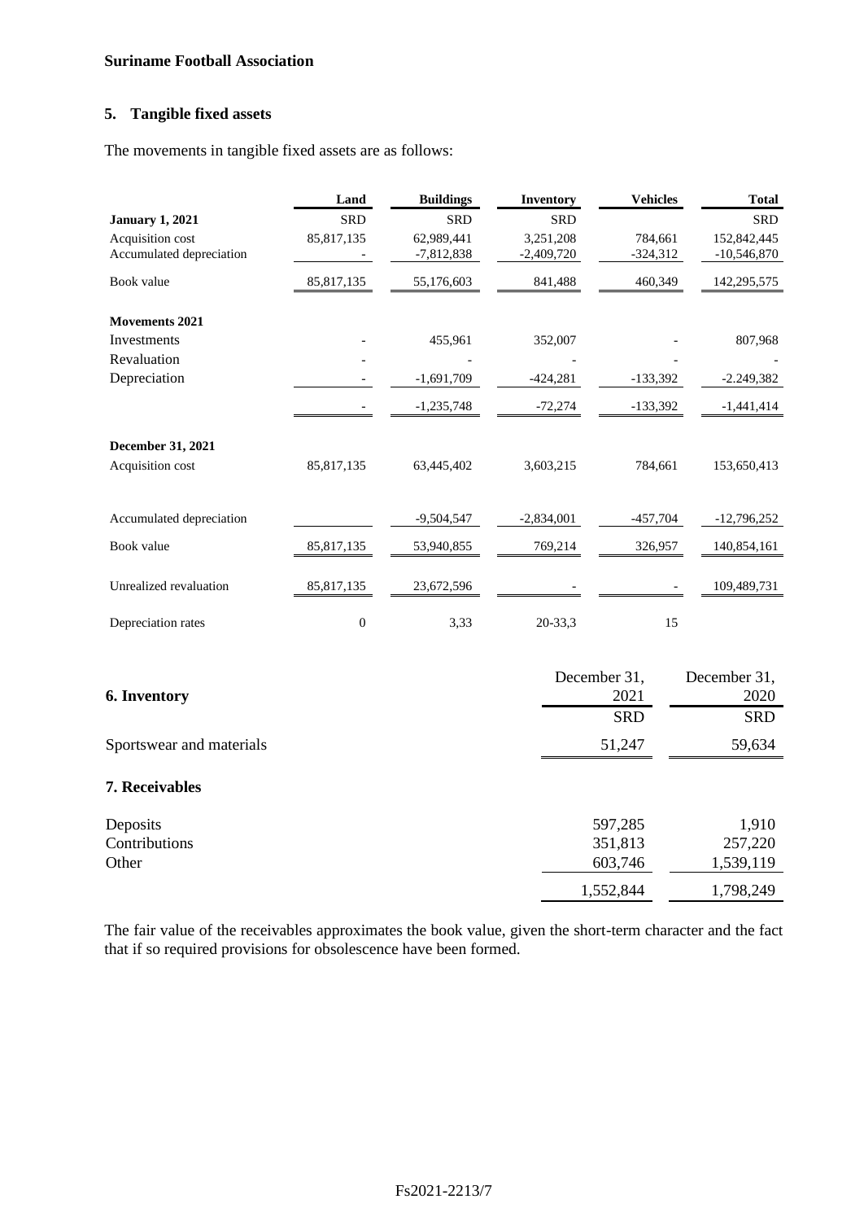**Suriname Football Association**

## 5. Tangible fixed assets

The movements in tangible fixed assets are as follows:

| | Land | Buildings | Inventory | Vehicles | Total |
|---|---|---|---|---|---|
| **January 1, 2021** | SRD | SRD | SRD | | SRD |
| Acquisition cost | 85,817,135 | 62,989,441 | 3,251,208 | 784,661 | 152,842,445 |
| Accumulated depreciation | - | -7,812,838 | -2,409,720 | -324,312 | -10,546,870 |
| Book value | 85,817,135 | 55,176,603 | 841,488 | 460,349 | 142,295,575 |
| **Movements 2021** | | | | | |
| Investments | - | 455,961 | 352,007 | - | 807,968 |
| Revaluation | - | - | - | - | - |
| Depreciation | - | -1,691,709 | -424,281 | -133,392 | -2.249,382 |
| | - | -1,235,748 | -72,274 | -133,392 | -1,441,414 |
| **December 31, 2021** | | | | | |
| Acquisition cost | 85,817,135 | 63,445,402 | 3,603,215 | 784,661 | 153,650,413 |
| Accumulated depreciation | | -9,504,547 | -2,834,001 | -457,704 | -12,796,252 |
| Book value | 85,817,135 | 53,940,855 | 769,214 | 326,957 | 140,854,161 |
| Unrealized revaluation | 85,817,135 | 23,672,596 | - | - | 109,489,731 |
| Depreciation rates | 0 | 3,33 | 20-33,3 | 15 | |

| **6. Inventory** | December 31, 2021 | December 31, 2020 |
|---|---|---|
| | SRD | SRD |
| Sportswear and materials | 51,247 | 59,634 |
| **7. Receivables** | | |
| Deposits | 597,285 | 1,910 |
| Contributions | 351,813 | 257,220 |
| Other | 603,746 | 1,539,119 |
| | 1,552,844 | 1,798,249 |

The fair value of the receivables approximates the book value, given the short-term character and the fact that if so required provisions for obsolescence have been formed.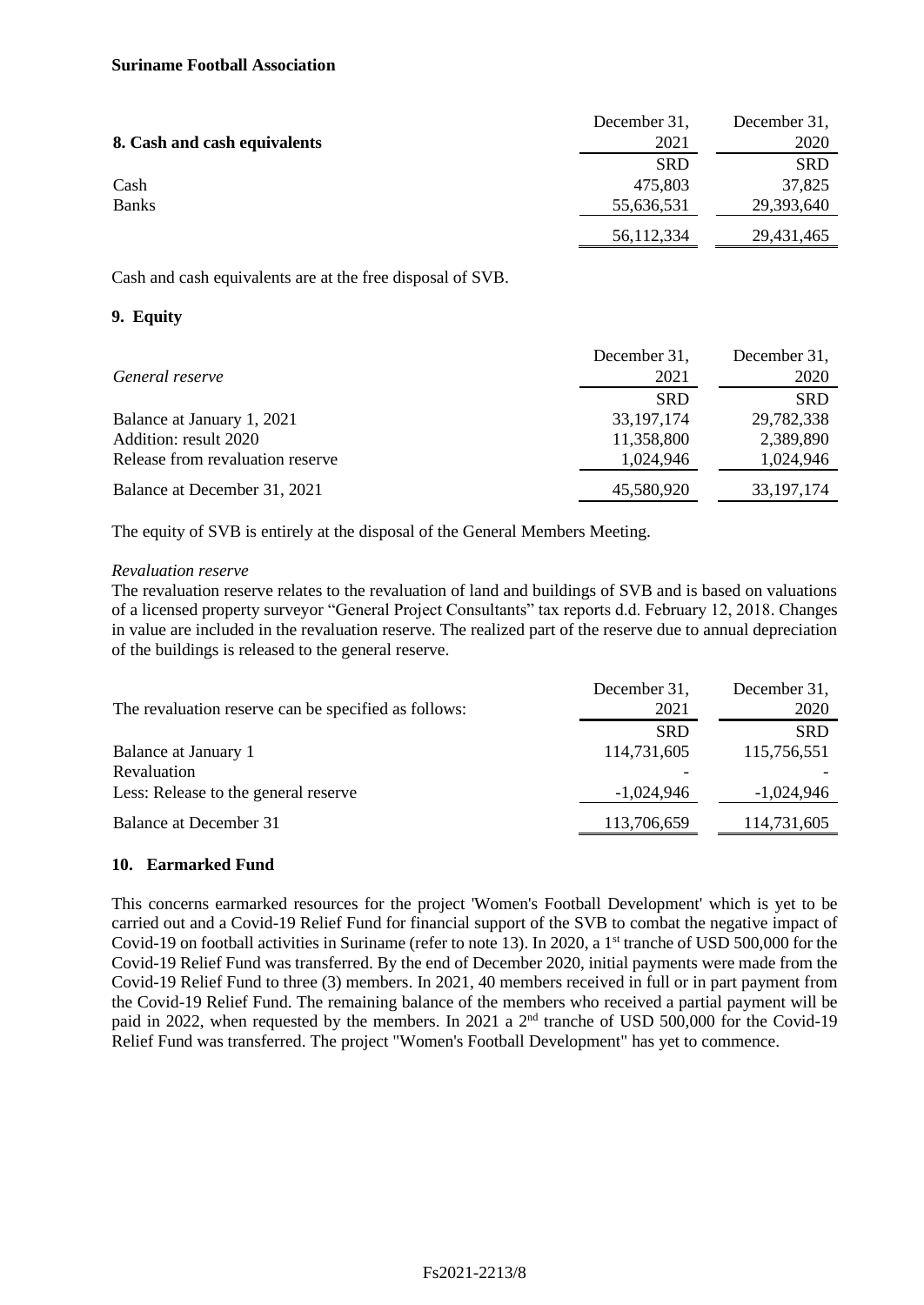| 8. Cash and cash equivalents | December 31, 2021 | December 31, 2020 |
|---|---|---|
| | SRD | SRD |
| Cash | 475,803 | 37,825 |
| Banks | 55,636,531 | 29,393,640 |
| | 56,112,334 | 29,431,465 |

Cash and cash equivalents are at the free disposal of SVB.

## 9. Equity

| *General reserve* | December 31, 2021 | December 31, 2020 |
|---|---|---|
| | SRD | SRD |
| Balance at January 1, 2021 | 33,197,174 | 29,782,338 |
| Addition: result 2020 | 11,358,800 | 2,389,890 |
| Release from revaluation reserve | 1,024,946 | 1,024,946 |
| Balance at December 31, 2021 | 45,580,920 | 33,197,174 |

The equity of SVB is entirely at the disposal of the General Members Meeting.

*Revaluation reserve*

The revaluation reserve relates to the revaluation of land and buildings of SVB and is based on valuations of a licensed property surveyor "General Project Consultants" tax reports d.d. February 12, 2018. Changes in value are included in the revaluation reserve. The realized part of the reserve due to annual depreciation of the buildings is released to the general reserve.

| The revaluation reserve can be specified as follows: | December 31, 2021 | December 31, 2020 |
|---|---|---|
| | SRD | SRD |
| Balance at January 1 | 114,731,605 | 115,756,551 |
| Revaluation | - | - |
| Less: Release to the general reserve | -1,024,946 | -1,024,946 |
| Balance at December 31 | 113,706,659 | 114,731,605 |

## 10. Earmarked Fund

This concerns earmarked resources for the project 'Women's Football Development' which is yet to be carried out and a Covid-19 Relief Fund for financial support of the SVB to combat the negative impact of Covid-19 on football activities in Suriname (refer to note 13). In 2020, a 1st tranche of USD 500,000 for the Covid-19 Relief Fund was transferred. By the end of December 2020, initial payments were made from the Covid-19 Relief Fund to three (3) members. In 2021, 40 members received in full or in part payment from the Covid-19 Relief Fund. The remaining balance of the members who received a partial payment will be paid in 2022, when requested by the members. In 2021 a 2nd tranche of USD 500,000 for the Covid-19 Relief Fund was transferred. The project "Women's Football Development" has yet to commence.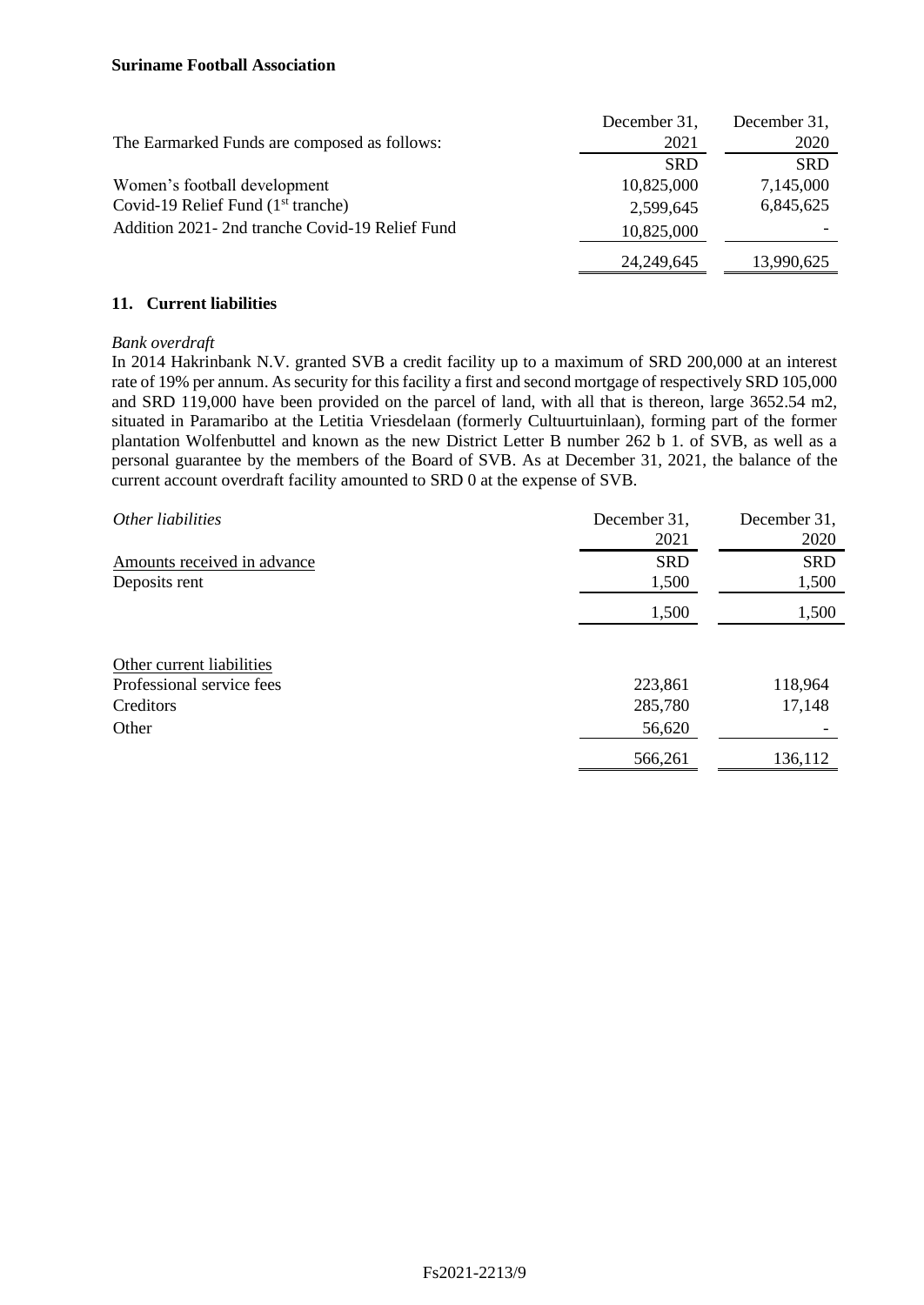| The Earmarked Funds are composed as follows: | December 31, 2021 | December 31, 2020 |
|---|---|---|
| | SRD | SRD |
| Women's football development | 10,825,000 | 7,145,000 |
| Covid-19 Relief Fund (1st tranche) | 2,599,645 | 6,845,625 |
| Addition 2021- 2nd tranche Covid-19 Relief Fund | 10,825,000 | - |
| | 24,249,645 | 13,990,625 |

## 11. Current liabilities

*Bank overdraft*

In 2014 Hakrinbank N.V. granted SVB a credit facility up to a maximum of SRD 200,000 at an interest rate of 19% per annum. As security for this facility a first and second mortgage of respectively SRD 105,000 and SRD 119,000 have been provided on the parcel of land, with all that is thereon, large 3652.54 m2, situated in Paramaribo at the Letitia Vriesdelaan (formerly Cultuurtuinlaan), forming part of the former plantation Wolfenbuttel and known as the new District Letter B number 262 b 1. of SVB, as well as a personal guarantee by the members of the Board of SVB. As at December 31, 2021, the balance of the current account overdraft facility amounted to SRD 0 at the expense of SVB.

| *Other liabilities* | December 31, 2021 | December 31, 2020 |
|---|---|---|
| Amounts received in advance | SRD | SRD |
| Deposits rent | 1,500 | 1,500 |
| | 1,500 | 1,500 |
| | | |
| Other current liabilities | | |
| Professional service fees | 223,861 | 118,964 |
| Creditors | 285,780 | 17,148 |
| Other | 56,620 | - |
| | 566,261 | 136,112 |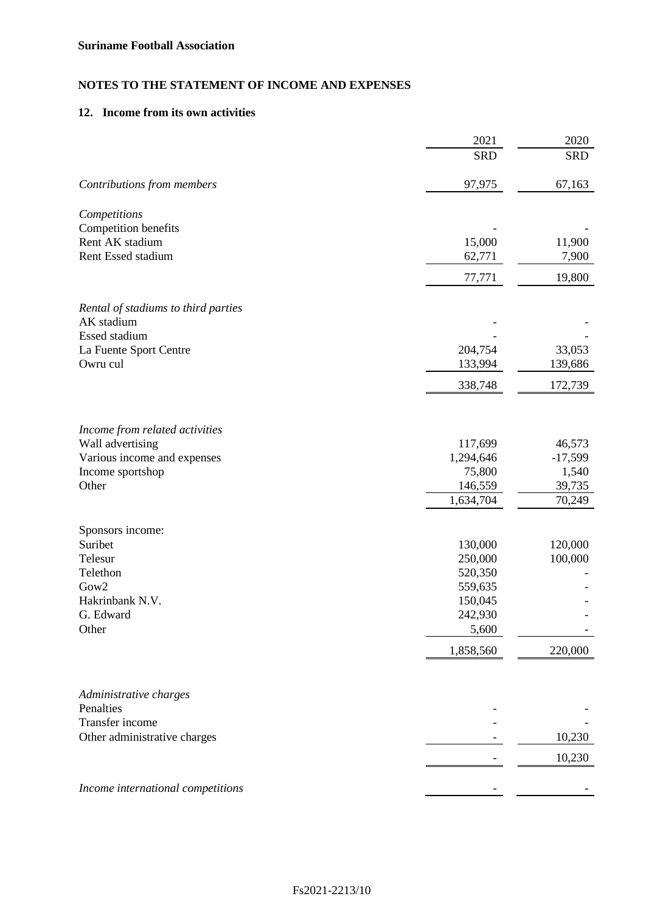**Suriname Football Association**

## NOTES TO THE STATEMENT OF INCOME AND EXPENSES

### 12. Income from its own activities

| | 2021 | 2020 |
|---|---|---|
| | SRD | SRD |
| *Contributions from members* | 97,975 | 67,163 |
| | | |
| *Competitions* | | |
| Competition benefits | - | - |
| Rent AK stadium | 15,000 | 11,900 |
| Rent Essed stadium | 62,771 | 7,900 |
| | 77,771 | 19,800 |
| | | |
| *Rental of stadiums to third parties* | | |
| AK stadium | - | - |
| Essed stadium | - | - |
| La Fuente Sport Centre | 204,754 | 33,053 |
| Owru cul | 133,994 | 139,686 |
| | 338,748 | 172,739 |
| | | |
| *Income from related activities* | | |
| Wall advertising | 117,699 | 46,573 |
| Various income and expenses | 1,294,646 | -17,599 |
| Income sportshop | 75,800 | 1,540 |
| Other | 146,559 | 39,735 |
| | 1,634,704 | 70,249 |
| | | |
| Sponsors income: | | |
| Suribet | 130,000 | 120,000 |
| Telesur | 250,000 | 100,000 |
| Telethon | 520,350 | - |
| Gow2 | 559,635 | - |
| Hakrinbank N.V. | 150,045 | - |
| G. Edward | 242,930 | - |
| Other | 5,600 | - |
| | 1,858,560 | 220,000 |
| | | |
| *Administrative charges* | | |
| Penalties | - | - |
| Transfer income | - | - |
| Other administrative charges | - | 10,230 |
| | - | 10,230 |
| | | |
| *Income international competitions* | - | - |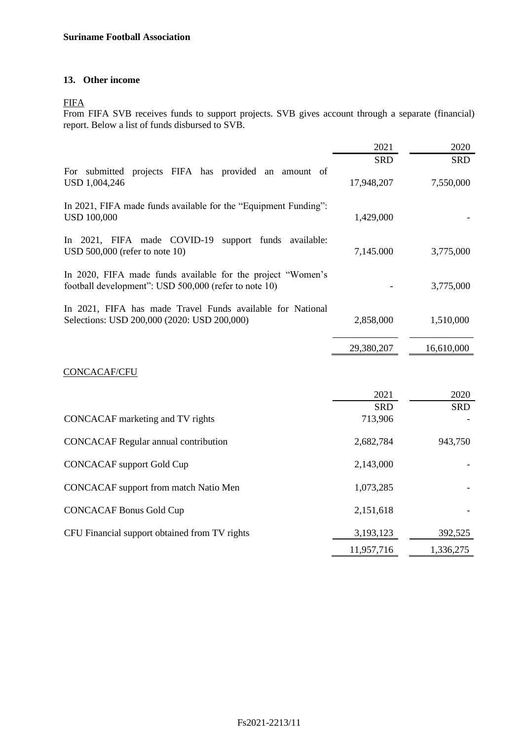## 13. Other income

FIFA

From FIFA SVB receives funds to support projects. SVB gives account through a separate (financial) report. Below a list of funds disbursed to SVB.

| | 2021 | 2020 |
|---|---|---|
| | SRD | SRD |
| For submitted projects FIFA has provided an amount of USD 1,004,246 | 17,948,207 | 7,550,000 |
| In 2021, FIFA made funds available for the "Equipment Funding": USD 100,000 | 1,429,000 | - |
| In 2021, FIFA made COVID-19 support funds available: USD 500,000 (refer to note 10) | 7,145.000 | 3,775,000 |
| In 2020, FIFA made funds available for the project "Women's football development": USD 500,000 (refer to note 10) | - | 3,775,000 |
| In 2021, FIFA has made Travel Funds available for National Selections: USD 200,000 (2020: USD 200,000) | 2,858,000 | 1,510,000 |
| | 29,380,207 | 16,610,000 |

CONCACAF/CFU

| | 2021 | 2020 |
|---|---|---|
| | SRD | SRD |
| CONCACAF marketing and TV rights | 713,906 | - |
| CONCACAF Regular annual contribution | 2,682,784 | 943,750 |
| CONCACAF support Gold Cup | 2,143,000 | - |
| CONCACAF support from match Natio Men | 1,073,285 | - |
| CONCACAF Bonus Gold Cup | 2,151,618 | - |
| CFU Financial support obtained from TV rights | 3,193,123 | 392,525 |
| | 11,957,716 | 1,336,275 |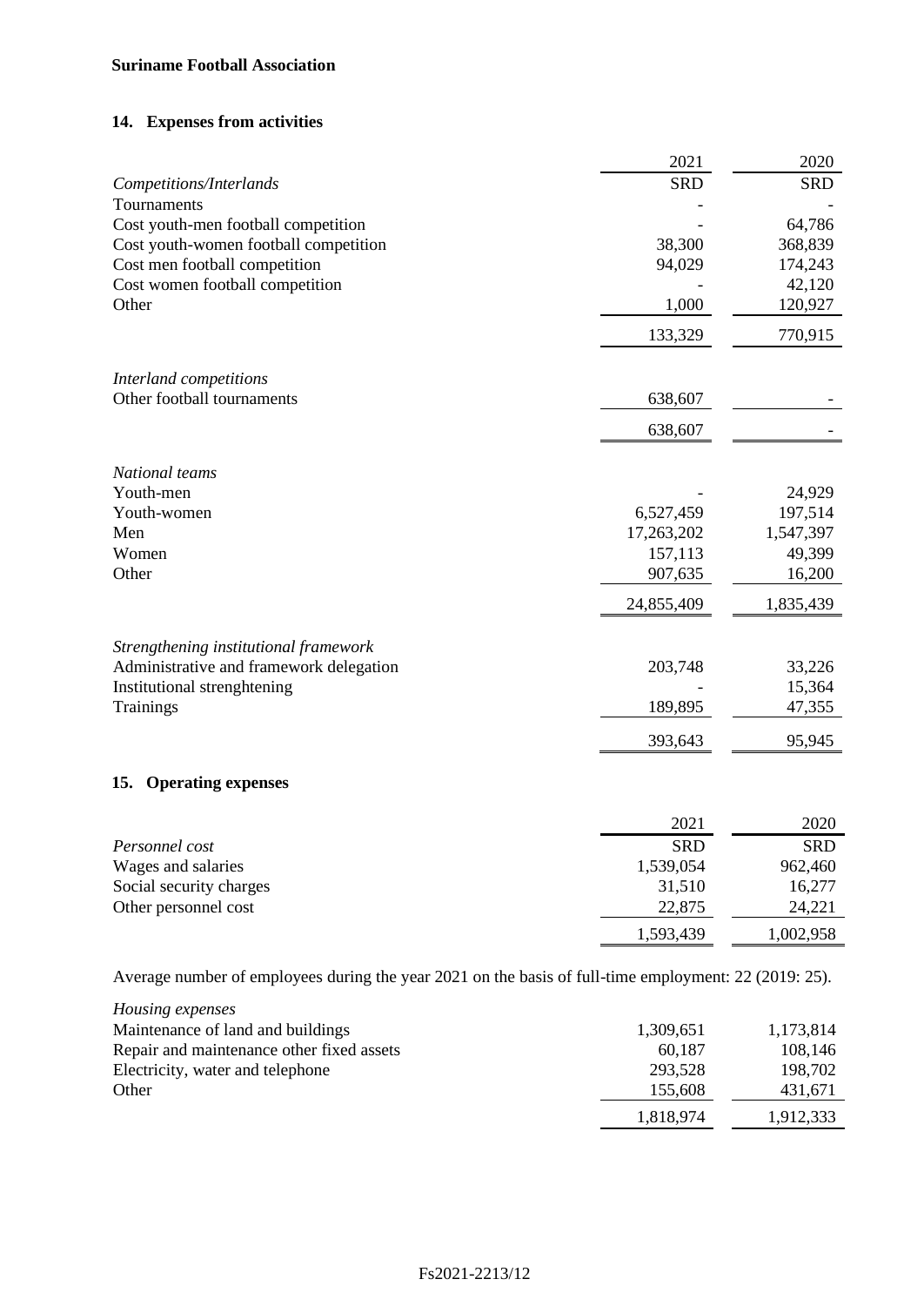**Suriname Football Association**

## 14. Expenses from activities

| | 2021 | 2020 |
|---|---|---|
| *Competitions/Interlands* | SRD | SRD |
| Tournaments | - | - |
| Cost youth-men football competition | - | 64,786 |
| Cost youth-women football competition | 38,300 | 368,839 |
| Cost men football competition | 94,029 | 174,243 |
| Cost women football competition | - | 42,120 |
| Other | 1,000 | 120,927 |
| | 133,329 | 770,915 |
| | | |
| *Interland competitions* | | |
| Other football tournaments | 638,607 | - |
| | 638,607 | - |
| | | |
| *National teams* | | |
| Youth-men | - | 24,929 |
| Youth-women | 6,527,459 | 197,514 |
| Men | 17,263,202 | 1,547,397 |
| Women | 157,113 | 49,399 |
| Other | 907,635 | 16,200 |
| | 24,855,409 | 1,835,439 |
| | | |
| *Strengthening institutional framework* | | |
| Administrative and framework delegation | 203,748 | 33,226 |
| Institutional strenghtening | - | 15,364 |
| Trainings | 189,895 | 47,355 |
| | 393,643 | 95,945 |

## 15. Operating expenses

| | 2021 | 2020 |
|---|---|---|
| *Personnel cost* | SRD | SRD |
| Wages and salaries | 1,539,054 | 962,460 |
| Social security charges | 31,510 | 16,277 |
| Other personnel cost | 22,875 | 24,221 |
| | 1,593,439 | 1,002,958 |

Average number of employees during the year 2021 on the basis of full-time employment: 22 (2019: 25).

| | 2021 | 2020 |
|---|---|---|
| *Housing expenses* | | |
| Maintenance of land and buildings | 1,309,651 | 1,173,814 |
| Repair and maintenance other fixed assets | 60,187 | 108,146 |
| Electricity, water and telephone | 293,528 | 198,702 |
| Other | 155,608 | 431,671 |
| | 1,818,974 | 1,912,333 |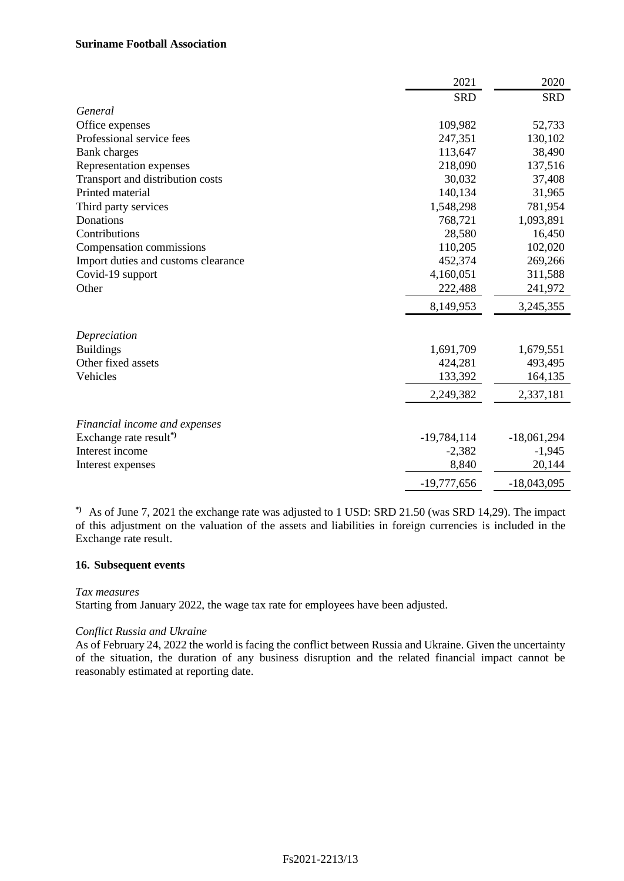|  | 2021 | 2020 |
|---|---|---|
|  | SRD | SRD |
| *General* |  |  |
| Office expenses | 109,982 | 52,733 |
| Professional service fees | 247,351 | 130,102 |
| Bank charges | 113,647 | 38,490 |
| Representation expenses | 218,090 | 137,516 |
| Transport and distribution costs | 30,032 | 37,408 |
| Printed material | 140,134 | 31,965 |
| Third party services | 1,548,298 | 781,954 |
| Donations | 768,721 | 1,093,891 |
| Contributions | 28,580 | 16,450 |
| Compensation commissions | 110,205 | 102,020 |
| Import duties and customs clearance | 452,374 | 269,266 |
| Covid-19 support | 4,160,051 | 311,588 |
| Other | 222,488 | 241,972 |
|  | 8,149,953 | 3,245,355 |
| *Depreciation* |  |  |
| Buildings | 1,691,709 | 1,679,551 |
| Other fixed assets | 424,281 | 493,495 |
| Vehicles | 133,392 | 164,135 |
|  | 2,249,382 | 2,337,181 |
| *Financial income and expenses* |  |  |
| Exchange rate result*) | -19,784,114 | -18,061,294 |
| Interest income | -2,382 | -1,945 |
| Interest expenses | 8,840 | 20,144 |
|  | -19,777,656 | -18,043,095 |

*) As of June 7, 2021 the exchange rate was adjusted to 1 USD: SRD 21.50 (was SRD 14,29). The impact of this adjustment on the valuation of the assets and liabilities in foreign currencies is included in the Exchange rate result.

## 16. Subsequent events

*Tax measures*

Starting from January 2022, the wage tax rate for employees have been adjusted.

*Conflict Russia and Ukraine*

As of February 24, 2022 the world is facing the conflict between Russia and Ukraine. Given the uncertainty of the situation, the duration of any business disruption and the related financial impact cannot be reasonably estimated at reporting date.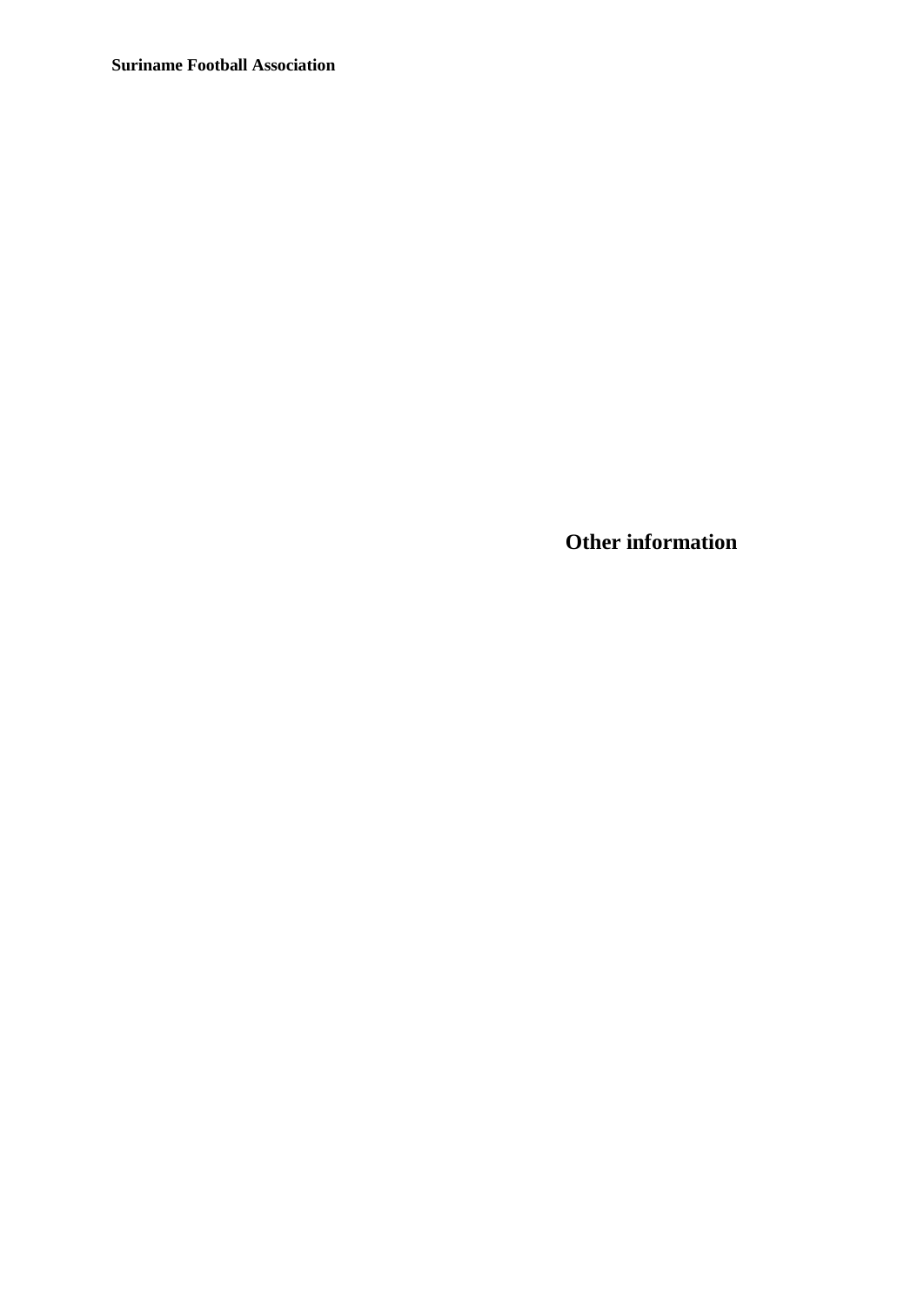# Other information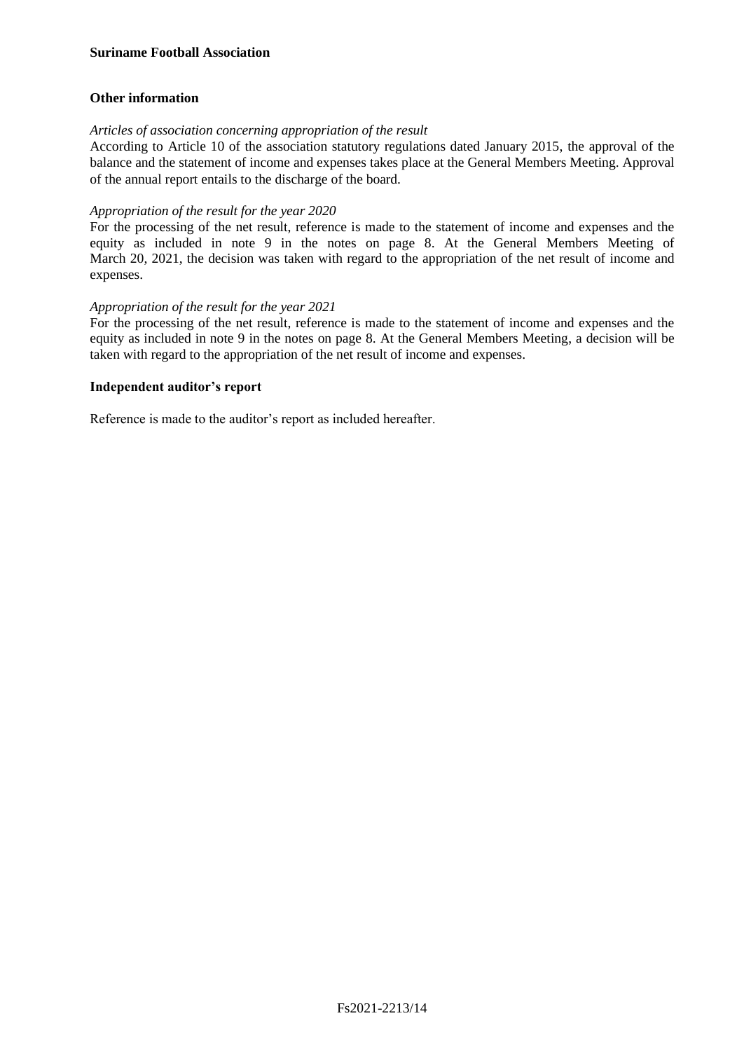## Other information

*Articles of association concerning appropriation of the result*

According to Article 10 of the association statutory regulations dated January 2015, the approval of the balance and the statement of income and expenses takes place at the General Members Meeting. Approval of the annual report entails to the discharge of the board.

*Appropriation of the result for the year 2020*

For the processing of the net result, reference is made to the statement of income and expenses and the equity as included in note 9 in the notes on page 8. At the General Members Meeting of March 20, 2021, the decision was taken with regard to the appropriation of the net result of income and expenses.

*Appropriation of the result for the year 2021*

For the processing of the net result, reference is made to the statement of income and expenses and the equity as included in note 9 in the notes on page 8. At the General Members Meeting, a decision will be taken with regard to the appropriation of the net result of income and expenses.

## Independent auditor's report

Reference is made to the auditor's report as included hereafter.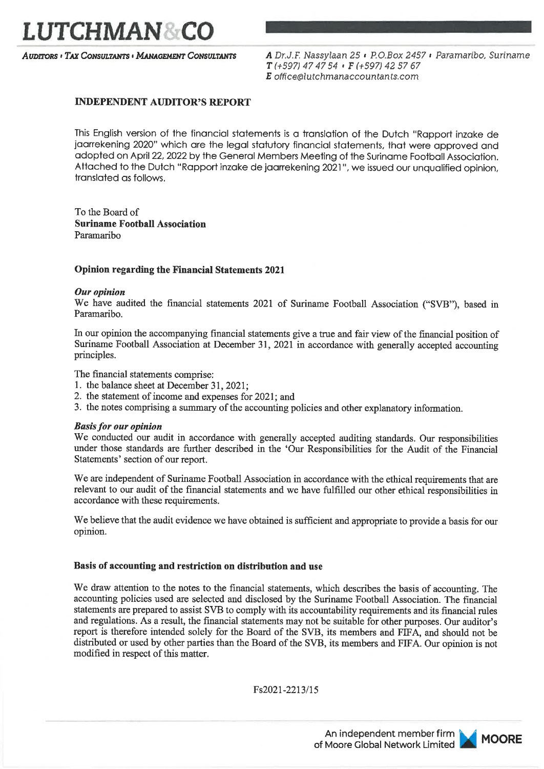# LUTCHMAN & CO

*AUDITORS • TAX CONSULTANTS • MANAGEMENT CONSULTANTS*

*A* Dr.J.F. Nassylaan 25 • P.O.Box 2457 • Paramaribo, Suriname
*T* (+597) 47 47 54 • *F* (+597) 42 57 67
*E* office@lutchmanaccountants.com

## INDEPENDENT AUDITOR'S REPORT

This English version of the financial statements is a translation of the Dutch "Rapport inzake de jaarrekening 2020" which are the legal statutory financial statements, that were approved and adopted on April 22, 2022 by the General Members Meeting of the Suriname Football Association. Attached to the Dutch "Rapport inzake de jaarrekening 2021", we issued our unqualified opinion, translated as follows.

To the Board of
**Suriname Football Association**
Paramaribo

### Opinion regarding the Financial Statements 2021

***Our opinion***
We have audited the financial statements 2021 of Suriname Football Association ("SVB"), based in Paramaribo.

In our opinion the accompanying financial statements give a true and fair view of the financial position of Suriname Football Association at December 31, 2021 in accordance with generally accepted accounting principles.

The financial statements comprise:
1. the balance sheet at December 31, 2021;
2. the statement of income and expenses for 2021; and
3. the notes comprising a summary of the accounting policies and other explanatory information.

***Basis for our opinion***
We conducted our audit in accordance with generally accepted auditing standards. Our responsibilities under those standards are further described in the 'Our Responsibilities for the Audit of the Financial Statements' section of our report.

We are independent of Suriname Football Association in accordance with the ethical requirements that are relevant to our audit of the financial statements and we have fulfilled our other ethical responsibilities in accordance with these requirements.

We believe that the audit evidence we have obtained is sufficient and appropriate to provide a basis for our opinion.

### Basis of accounting and restriction on distribution and use

We draw attention to the notes to the financial statements, which describes the basis of accounting. The accounting policies used are selected and disclosed by the Suriname Football Association. The financial statements are prepared to assist SVB to comply with its accountability requirements and its financial rules and regulations. As a result, the financial statements may not be suitable for other purposes. Our auditor's report is therefore intended solely for the Board of the SVB, its members and FIFA, and should not be distributed or used by other parties than the Board of the SVB, its members and FIFA. Our opinion is not modified in respect of this matter.

Fs2021-2213/15

An independent member firm of Moore Global Network Limited MOORE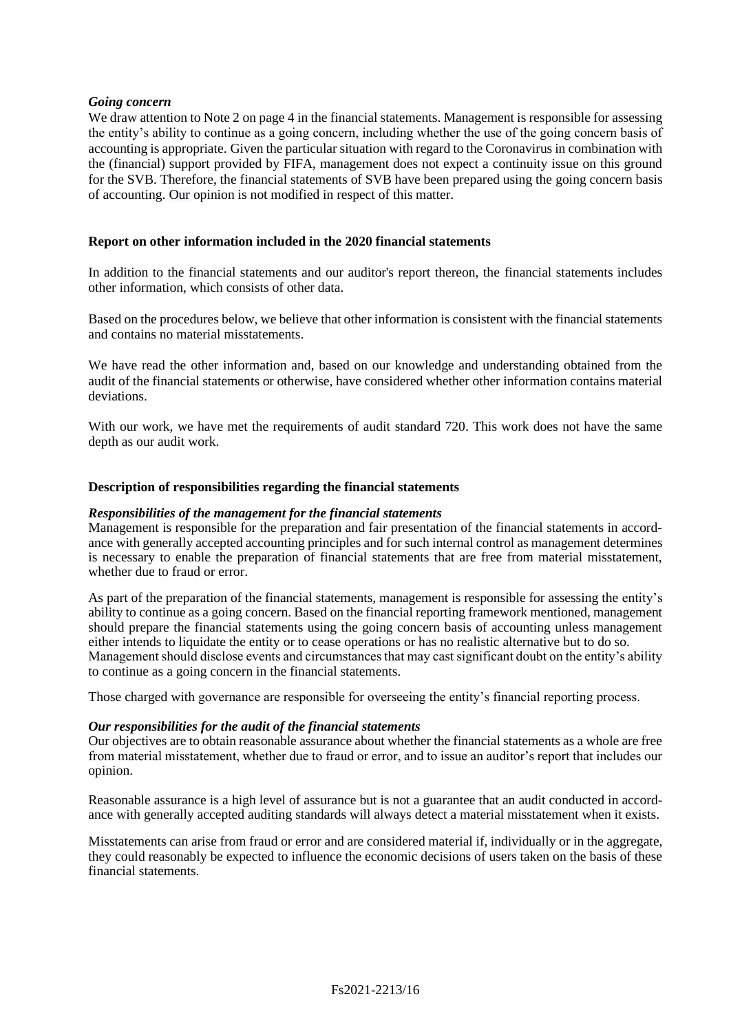### *Going concern*

We draw attention to Note 2 on page 4 in the financial statements. Management is responsible for assessing the entity's ability to continue as a going concern, including whether the use of the going concern basis of accounting is appropriate. Given the particular situation with regard to the Coronavirus in combination with the (financial) support provided by FIFA, management does not expect a continuity issue on this ground for the SVB. Therefore, the financial statements of SVB have been prepared using the going concern basis of accounting. Our opinion is not modified in respect of this matter.

## **Report on other information included in the 2020 financial statements**

In addition to the financial statements and our auditor's report thereon, the financial statements includes other information, which consists of other data.

Based on the procedures below, we believe that other information is consistent with the financial statements and contains no material misstatements.

We have read the other information and, based on our knowledge and understanding obtained from the audit of the financial statements or otherwise, have considered whether other information contains material deviations.

With our work, we have met the requirements of audit standard 720. This work does not have the same depth as our audit work.

## **Description of responsibilities regarding the financial statements**

### *Responsibilities of the management for the financial statements*

Management is responsible for the preparation and fair presentation of the financial statements in accordance with generally accepted accounting principles and for such internal control as management determines is necessary to enable the preparation of financial statements that are free from material misstatement, whether due to fraud or error.

As part of the preparation of the financial statements, management is responsible for assessing the entity's ability to continue as a going concern. Based on the financial reporting framework mentioned, management should prepare the financial statements using the going concern basis of accounting unless management either intends to liquidate the entity or to cease operations or has no realistic alternative but to do so. Management should disclose events and circumstances that may cast significant doubt on the entity's ability to continue as a going concern in the financial statements.

Those charged with governance are responsible for overseeing the entity's financial reporting process.

### *Our responsibilities for the audit of the financial statements*

Our objectives are to obtain reasonable assurance about whether the financial statements as a whole are free from material misstatement, whether due to fraud or error, and to issue an auditor's report that includes our opinion.

Reasonable assurance is a high level of assurance but is not a guarantee that an audit conducted in accordance with generally accepted auditing standards will always detect a material misstatement when it exists.

Misstatements can arise from fraud or error and are considered material if, individually or in the aggregate, they could reasonably be expected to influence the economic decisions of users taken on the basis of these financial statements.

Fs2021-2213/16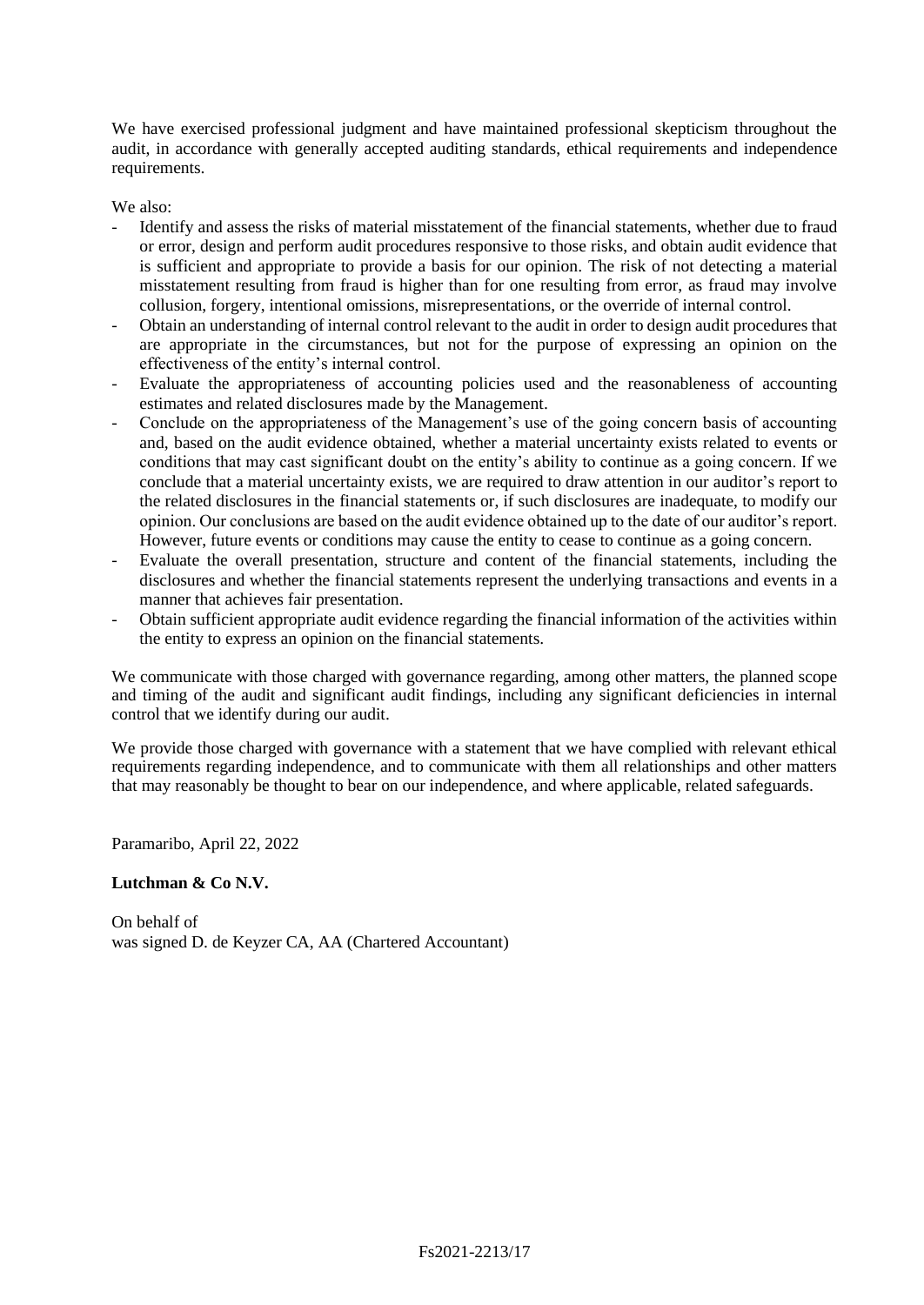We have exercised professional judgment and have maintained professional skepticism throughout the audit, in accordance with generally accepted auditing standards, ethical requirements and independence requirements.

We also:

- Identify and assess the risks of material misstatement of the financial statements, whether due to fraud or error, design and perform audit procedures responsive to those risks, and obtain audit evidence that is sufficient and appropriate to provide a basis for our opinion. The risk of not detecting a material misstatement resulting from fraud is higher than for one resulting from error, as fraud may involve collusion, forgery, intentional omissions, misrepresentations, or the override of internal control.
- Obtain an understanding of internal control relevant to the audit in order to design audit procedures that are appropriate in the circumstances, but not for the purpose of expressing an opinion on the effectiveness of the entity's internal control.
- Evaluate the appropriateness of accounting policies used and the reasonableness of accounting estimates and related disclosures made by the Management.
- Conclude on the appropriateness of the Management's use of the going concern basis of accounting and, based on the audit evidence obtained, whether a material uncertainty exists related to events or conditions that may cast significant doubt on the entity's ability to continue as a going concern. If we conclude that a material uncertainty exists, we are required to draw attention in our auditor's report to the related disclosures in the financial statements or, if such disclosures are inadequate, to modify our opinion. Our conclusions are based on the audit evidence obtained up to the date of our auditor's report. However, future events or conditions may cause the entity to cease to continue as a going concern.
- Evaluate the overall presentation, structure and content of the financial statements, including the disclosures and whether the financial statements represent the underlying transactions and events in a manner that achieves fair presentation.
- Obtain sufficient appropriate audit evidence regarding the financial information of the activities within the entity to express an opinion on the financial statements.

We communicate with those charged with governance regarding, among other matters, the planned scope and timing of the audit and significant audit findings, including any significant deficiencies in internal control that we identify during our audit.

We provide those charged with governance with a statement that we have complied with relevant ethical requirements regarding independence, and to communicate with them all relationships and other matters that may reasonably be thought to bear on our independence, and where applicable, related safeguards.

Paramaribo, April 22, 2022

**Lutchman & Co N.V.**

On behalf of
was signed D. de Keyzer CA, AA (Chartered Accountant)

Fs2021-2213/17